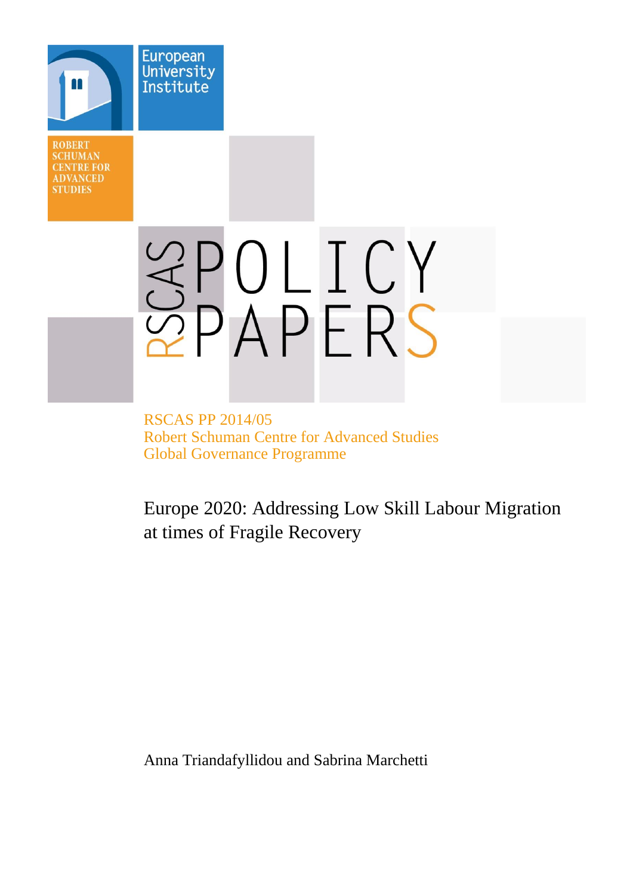European University Institute

ROBERT SCHUMAN CENTRE FOR ADVANCED STUDIES

RSCAS POLICY PAPERS

RSCAS PP 2014/05
Robert Schuman Centre for Advanced Studies
Global Governance Programme

# Europe 2020: Addressing Low Skill Labour Migration at times of Fragile Recovery

Anna Triandafyllidou and Sabrina Marchetti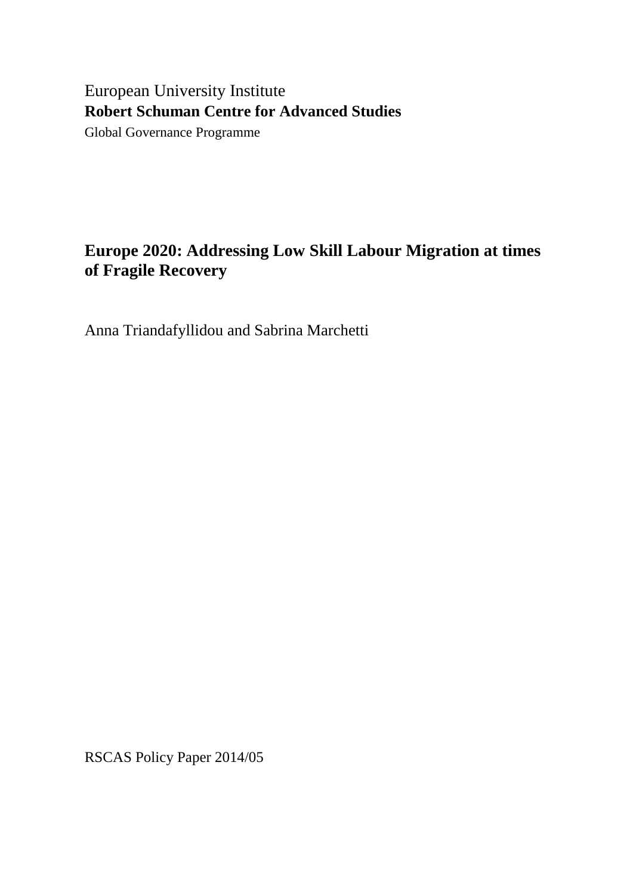European University Institute

**Robert Schuman Centre for Advanced Studies**

Global Governance Programme

# Europe 2020: Addressing Low Skill Labour Migration at times of Fragile Recovery

Anna Triandafyllidou and Sabrina Marchetti

RSCAS Policy Paper 2014/05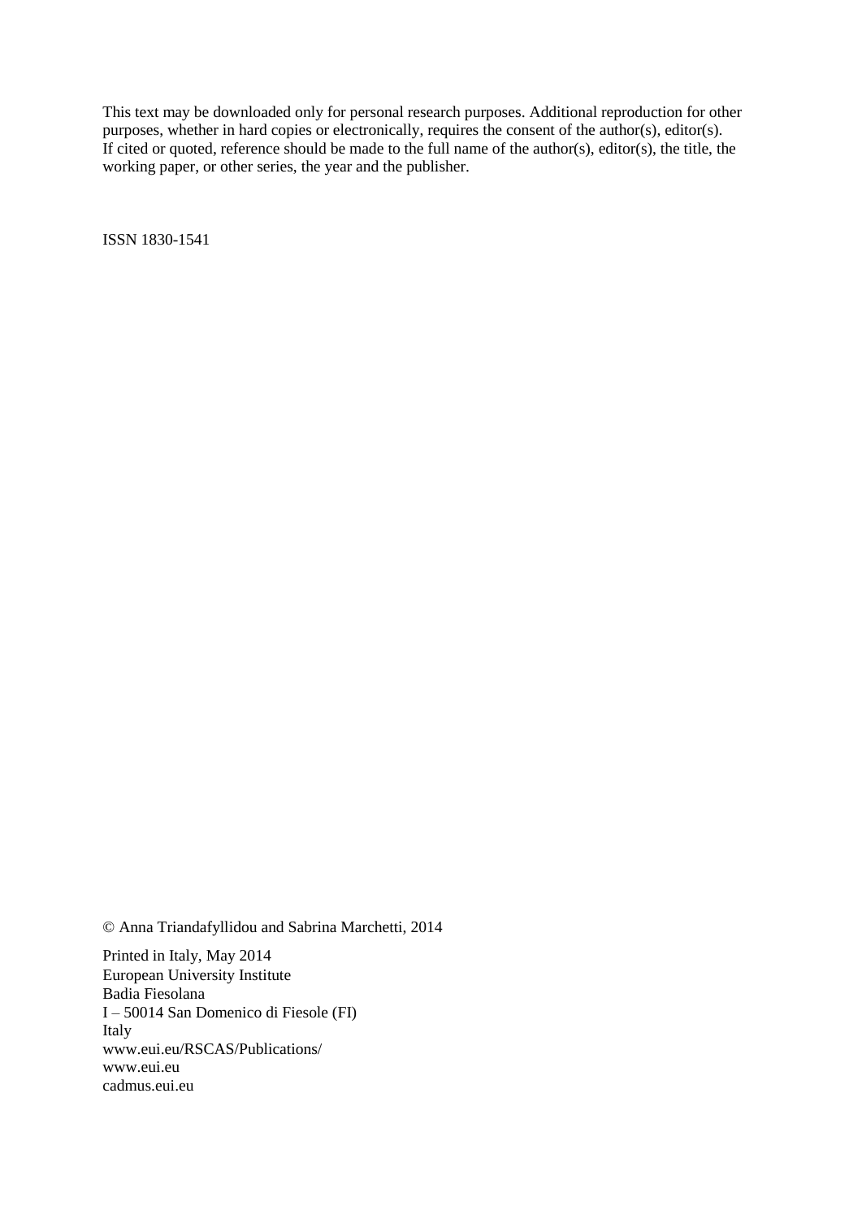This text may be downloaded only for personal research purposes. Additional reproduction for other purposes, whether in hard copies or electronically, requires the consent of the author(s), editor(s). If cited or quoted, reference should be made to the full name of the author(s), editor(s), the title, the working paper, or other series, the year and the publisher.

ISSN 1830-1541

© Anna Triandafyllidou and Sabrina Marchetti, 2014

Printed in Italy, May 2014
European University Institute
Badia Fiesolana
I – 50014 San Domenico di Fiesole (FI)
Italy
www.eui.eu/RSCAS/Publications/
www.eui.eu
cadmus.eui.eu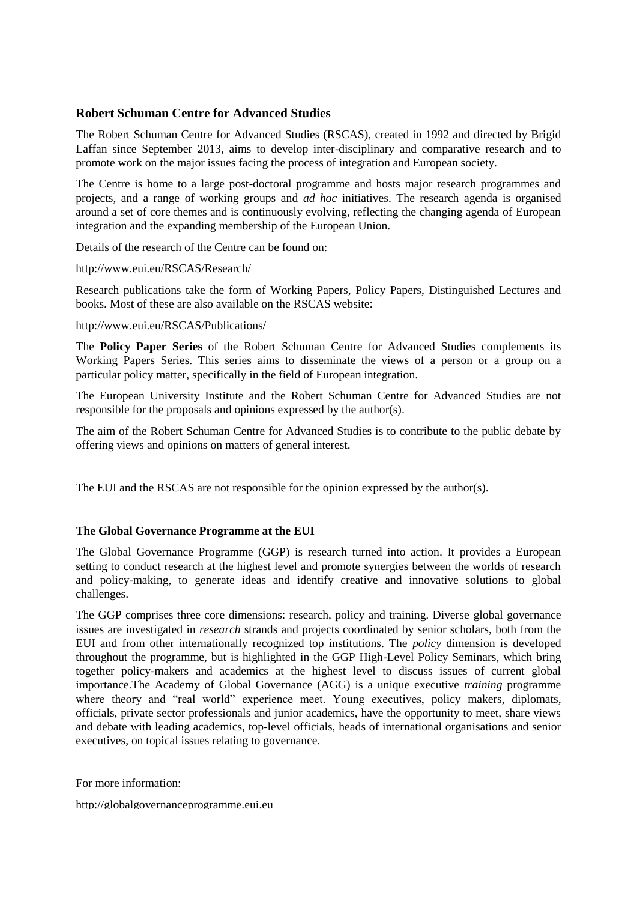### Robert Schuman Centre for Advanced Studies

The Robert Schuman Centre for Advanced Studies (RSCAS), created in 1992 and directed by Brigid Laffan since September 2013, aims to develop inter-disciplinary and comparative research and to promote work on the major issues facing the process of integration and European society.

The Centre is home to a large post-doctoral programme and hosts major research programmes and projects, and a range of working groups and *ad hoc* initiatives. The research agenda is organised around a set of core themes and is continuously evolving, reflecting the changing agenda of European integration and the expanding membership of the European Union.

Details of the research of the Centre can be found on:

http://www.eui.eu/RSCAS/Research/

Research publications take the form of Working Papers, Policy Papers, Distinguished Lectures and books. Most of these are also available on the RSCAS website:

http://www.eui.eu/RSCAS/Publications/

The **Policy Paper Series** of the Robert Schuman Centre for Advanced Studies complements its Working Papers Series. This series aims to disseminate the views of a person or a group on a particular policy matter, specifically in the field of European integration.

The European University Institute and the Robert Schuman Centre for Advanced Studies are not responsible for the proposals and opinions expressed by the author(s).

The aim of the Robert Schuman Centre for Advanced Studies is to contribute to the public debate by offering views and opinions on matters of general interest.

The EUI and the RSCAS are not responsible for the opinion expressed by the author(s).

#### The Global Governance Programme at the EUI

The Global Governance Programme (GGP) is research turned into action. It provides a European setting to conduct research at the highest level and promote synergies between the worlds of research and policy-making, to generate ideas and identify creative and innovative solutions to global challenges.

The GGP comprises three core dimensions: research, policy and training. Diverse global governance issues are investigated in *research* strands and projects coordinated by senior scholars, both from the EUI and from other internationally recognized top institutions. The *policy* dimension is developed throughout the programme, but is highlighted in the GGP High-Level Policy Seminars, which bring together policy-makers and academics at the highest level to discuss issues of current global importance.The Academy of Global Governance (AGG) is a unique executive *training* programme where theory and "real world" experience meet. Young executives, policy makers, diplomats, officials, private sector professionals and junior academics, have the opportunity to meet, share views and debate with leading academics, top-level officials, heads of international organisations and senior executives, on topical issues relating to governance.

For more information:

http://globalgovernanceprogramme.eui.eu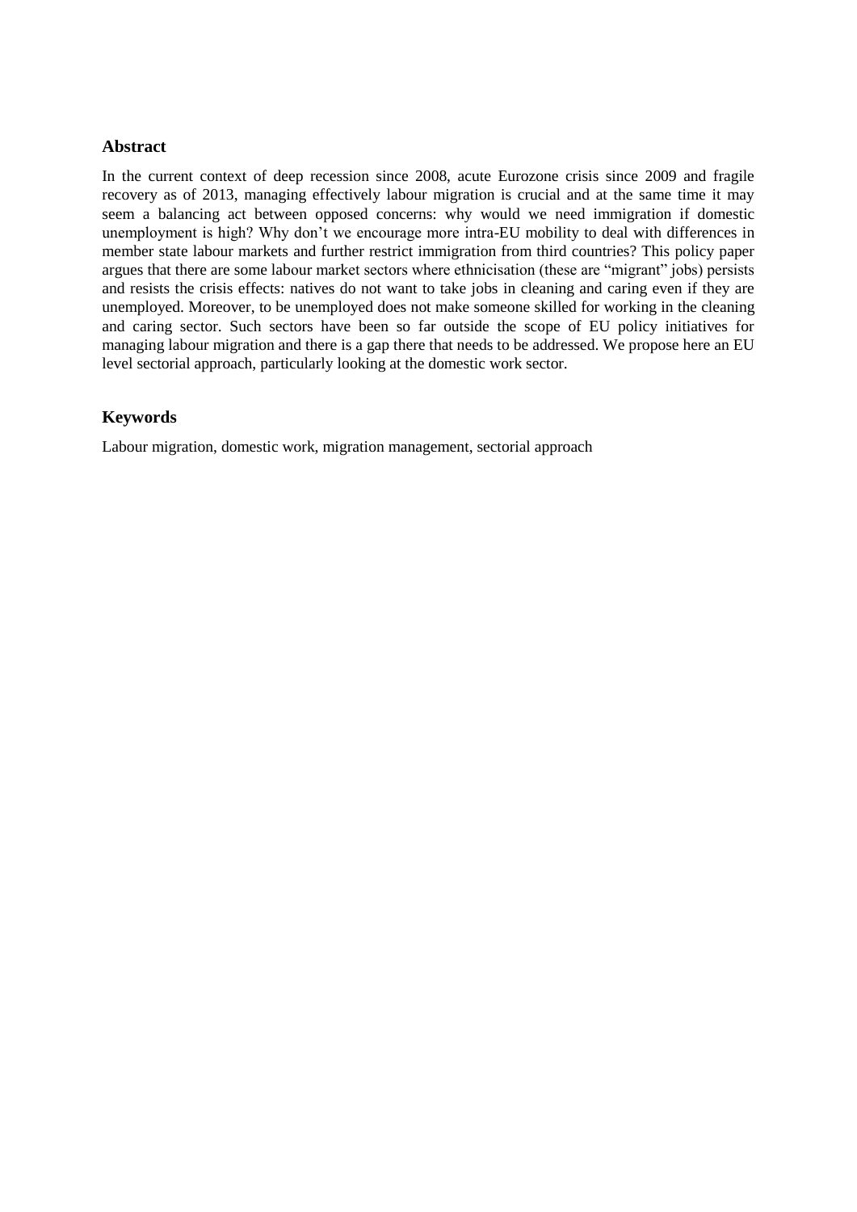## Abstract

In the current context of deep recession since 2008, acute Eurozone crisis since 2009 and fragile recovery as of 2013, managing effectively labour migration is crucial and at the same time it may seem a balancing act between opposed concerns: why would we need immigration if domestic unemployment is high? Why don't we encourage more intra-EU mobility to deal with differences in member state labour markets and further restrict immigration from third countries? This policy paper argues that there are some labour market sectors where ethnicisation (these are "migrant" jobs) persists and resists the crisis effects: natives do not want to take jobs in cleaning and caring even if they are unemployed. Moreover, to be unemployed does not make someone skilled for working in the cleaning and caring sector. Such sectors have been so far outside the scope of EU policy initiatives for managing labour migration and there is a gap there that needs to be addressed. We propose here an EU level sectorial approach, particularly looking at the domestic work sector.

## Keywords

Labour migration, domestic work, migration management, sectorial approach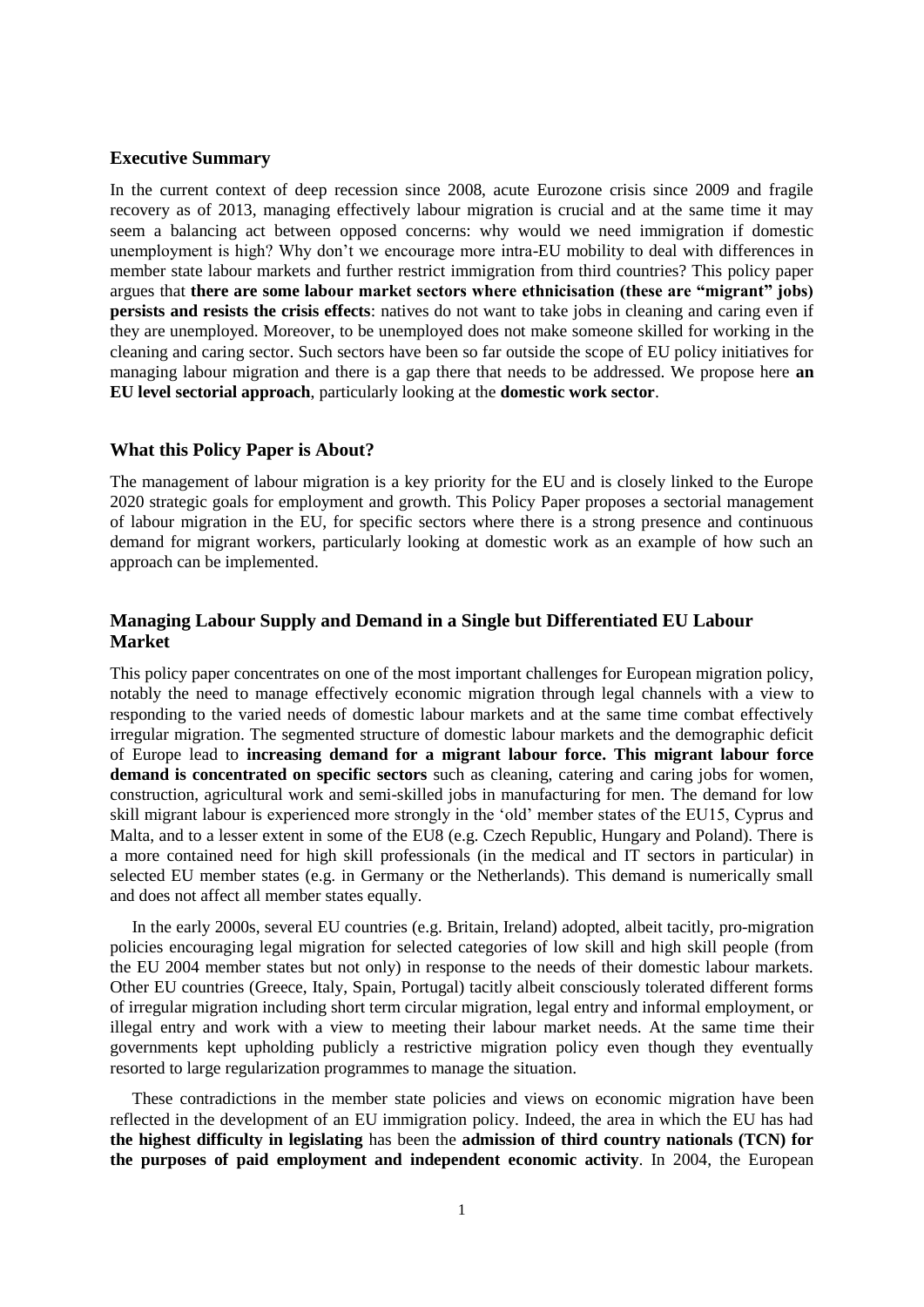## Executive Summary

In the current context of deep recession since 2008, acute Eurozone crisis since 2009 and fragile recovery as of 2013, managing effectively labour migration is crucial and at the same time it may seem a balancing act between opposed concerns: why would we need immigration if domestic unemployment is high? Why don't we encourage more intra-EU mobility to deal with differences in member state labour markets and further restrict immigration from third countries? This policy paper argues that **there are some labour market sectors where ethnicisation (these are "migrant" jobs) persists and resists the crisis effects**: natives do not want to take jobs in cleaning and caring even if they are unemployed. Moreover, to be unemployed does not make someone skilled for working in the cleaning and caring sector. Such sectors have been so far outside the scope of EU policy initiatives for managing labour migration and there is a gap there that needs to be addressed. We propose here **an EU level sectorial approach**, particularly looking at the **domestic work sector**.

## What this Policy Paper is About?

The management of labour migration is a key priority for the EU and is closely linked to the Europe 2020 strategic goals for employment and growth. This Policy Paper proposes a sectorial management of labour migration in the EU, for specific sectors where there is a strong presence and continuous demand for migrant workers, particularly looking at domestic work as an example of how such an approach can be implemented.

## Managing Labour Supply and Demand in a Single but Differentiated EU Labour Market

This policy paper concentrates on one of the most important challenges for European migration policy, notably the need to manage effectively economic migration through legal channels with a view to responding to the varied needs of domestic labour markets and at the same time combat effectively irregular migration. The segmented structure of domestic labour markets and the demographic deficit of Europe lead to **increasing demand for a migrant labour force. This migrant labour force demand is concentrated on specific sectors** such as cleaning, catering and caring jobs for women, construction, agricultural work and semi-skilled jobs in manufacturing for men. The demand for low skill migrant labour is experienced more strongly in the 'old' member states of the EU15, Cyprus and Malta, and to a lesser extent in some of the EU8 (e.g. Czech Republic, Hungary and Poland). There is a more contained need for high skill professionals (in the medical and IT sectors in particular) in selected EU member states (e.g. in Germany or the Netherlands). This demand is numerically small and does not affect all member states equally.

In the early 2000s, several EU countries (e.g. Britain, Ireland) adopted, albeit tacitly, pro-migration policies encouraging legal migration for selected categories of low skill and high skill people (from the EU 2004 member states but not only) in response to the needs of their domestic labour markets. Other EU countries (Greece, Italy, Spain, Portugal) tacitly albeit consciously tolerated different forms of irregular migration including short term circular migration, legal entry and informal employment, or illegal entry and work with a view to meeting their labour market needs. At the same time their governments kept upholding publicly a restrictive migration policy even though they eventually resorted to large regularization programmes to manage the situation.

These contradictions in the member state policies and views on economic migration have been reflected in the development of an EU immigration policy. Indeed, the area in which the EU has had **the highest difficulty in legislating** has been the **admission of third country nationals (TCN) for the purposes of paid employment and independent economic activity**. In 2004, the European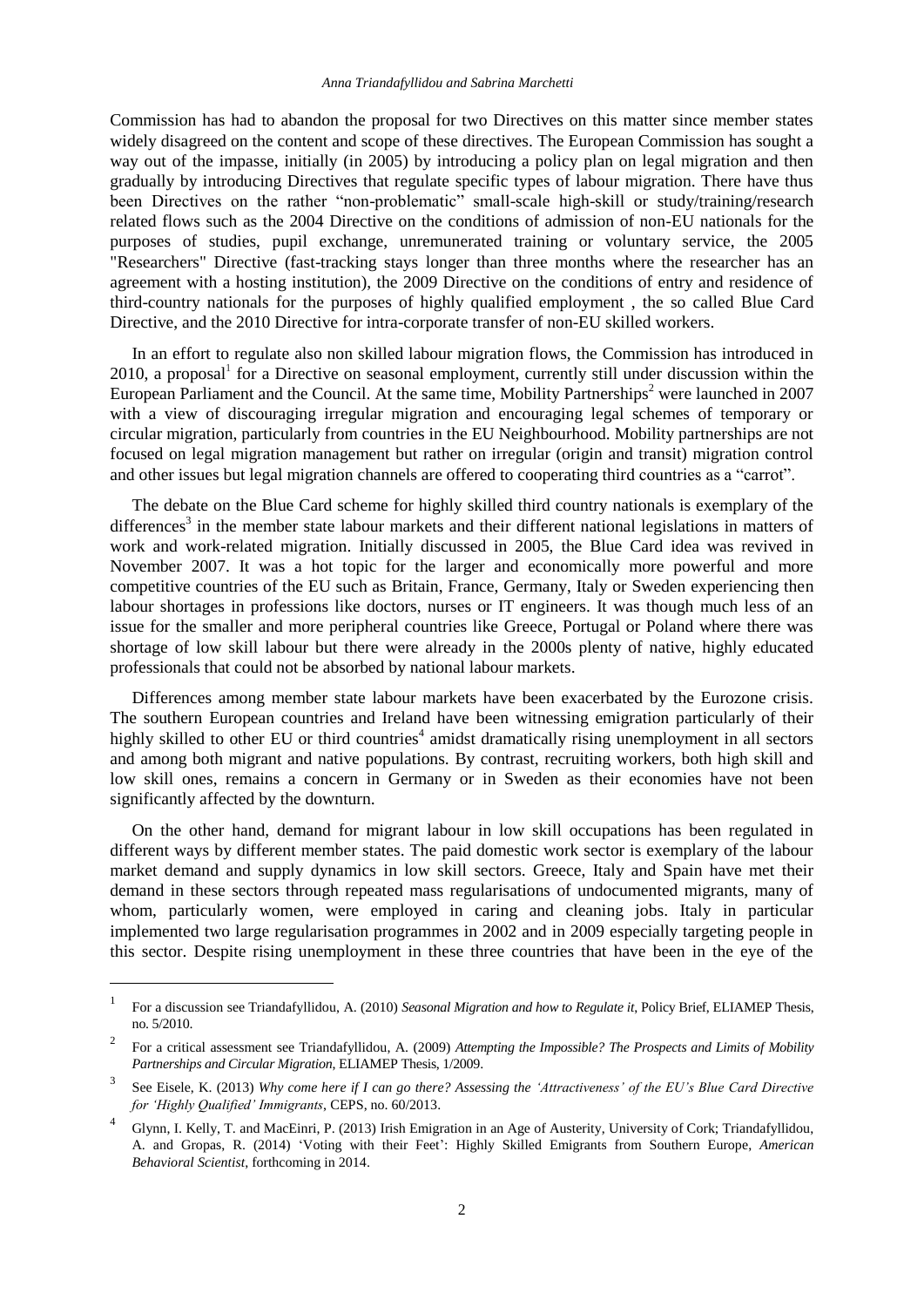Commission has had to abandon the proposal for two Directives on this matter since member states widely disagreed on the content and scope of these directives. The European Commission has sought a way out of the impasse, initially (in 2005) by introducing a policy plan on legal migration and then gradually by introducing Directives that regulate specific types of labour migration. There have thus been Directives on the rather "non-problematic" small-scale high-skill or study/training/research related flows such as the 2004 Directive on the conditions of admission of non-EU nationals for the purposes of studies, pupil exchange, unremunerated training or voluntary service, the 2005 "Researchers" Directive (fast-tracking stays longer than three months where the researcher has an agreement with a hosting institution), the 2009 Directive on the conditions of entry and residence of third-country nationals for the purposes of highly qualified employment , the so called Blue Card Directive, and the 2010 Directive for intra-corporate transfer of non-EU skilled workers.

In an effort to regulate also non skilled labour migration flows, the Commission has introduced in 2010, a proposal[1] for a Directive on seasonal employment, currently still under discussion within the European Parliament and the Council. At the same time, Mobility Partnerships[2] were launched in 2007 with a view of discouraging irregular migration and encouraging legal schemes of temporary or circular migration, particularly from countries in the EU Neighbourhood. Mobility partnerships are not focused on legal migration management but rather on irregular (origin and transit) migration control and other issues but legal migration channels are offered to cooperating third countries as a "carrot".

The debate on the Blue Card scheme for highly skilled third country nationals is exemplary of the differences[3] in the member state labour markets and their different national legislations in matters of work and work-related migration. Initially discussed in 2005, the Blue Card idea was revived in November 2007. It was a hot topic for the larger and economically more powerful and more competitive countries of the EU such as Britain, France, Germany, Italy or Sweden experiencing then labour shortages in professions like doctors, nurses or IT engineers. It was though much less of an issue for the smaller and more peripheral countries like Greece, Portugal or Poland where there was shortage of low skill labour but there were already in the 2000s plenty of native, highly educated professionals that could not be absorbed by national labour markets.

Differences among member state labour markets have been exacerbated by the Eurozone crisis. The southern European countries and Ireland have been witnessing emigration particularly of their highly skilled to other EU or third countries[4] amidst dramatically rising unemployment in all sectors and among both migrant and native populations. By contrast, recruiting workers, both high skill and low skill ones, remains a concern in Germany or in Sweden as their economies have not been significantly affected by the downturn.

On the other hand, demand for migrant labour in low skill occupations has been regulated in different ways by different member states. The paid domestic work sector is exemplary of the labour market demand and supply dynamics in low skill sectors. Greece, Italy and Spain have met their demand in these sectors through repeated mass regularisations of undocumented migrants, many of whom, particularly women, were employed in caring and cleaning jobs. Italy in particular implemented two large regularisation programmes in 2002 and in 2009 especially targeting people in this sector. Despite rising unemployment in these three countries that have been in the eye of the

---

[1] For a discussion see Triandafyllidou, A. (2010) *Seasonal Migration and how to Regulate it*, Policy Brief, ELIAMEP Thesis, no. 5/2010.

[2] For a critical assessment see Triandafyllidou, A. (2009) *Attempting the Impossible? The Prospects and Limits of Mobility Partnerships and Circular Migration*, ELIAMEP Thesis, 1/2009.

[3] See Eisele, K. (2013) *Why come here if I can go there? Assessing the 'Attractiveness' of the EU's Blue Card Directive for 'Highly Qualified' Immigrants*, CEPS, no. 60/2013.

[4] Glynn, I. Kelly, T. and MacEinri, P. (2013) Irish Emigration in an Age of Austerity, University of Cork; Triandafyllidou, A. and Gropas, R. (2014) 'Voting with their Feet': Highly Skilled Emigrants from Southern Europe, *American Behavioral Scientist*, forthcoming in 2014.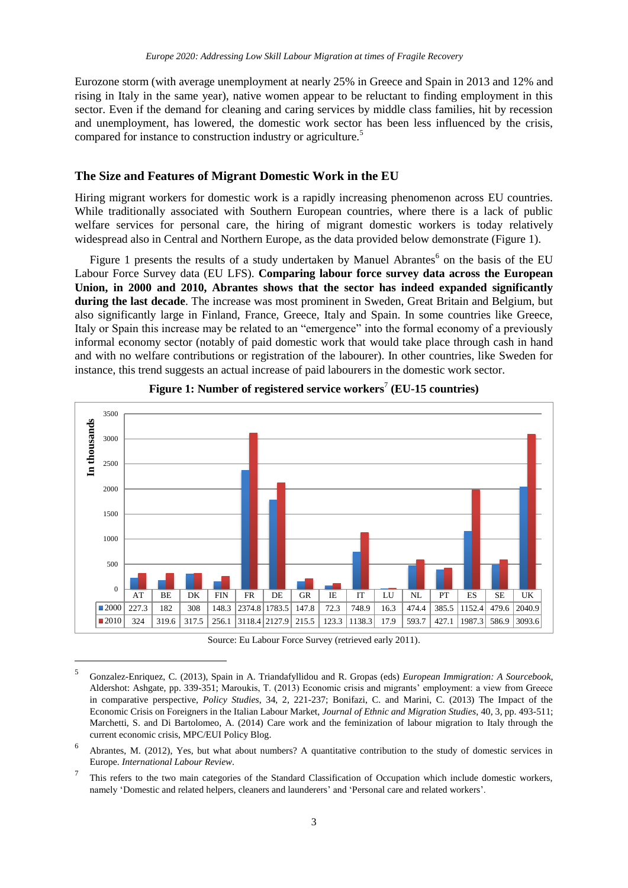Eurozone storm (with average unemployment at nearly 25% in Greece and Spain in 2013 and 12% and rising in Italy in the same year), native women appear to be reluctant to finding employment in this sector. Even if the demand for cleaning and caring services by middle class families, hit by recession and unemployment, has lowered, the domestic work sector has been less influenced by the crisis, compared for instance to construction industry or agriculture.[5]

## The Size and Features of Migrant Domestic Work in the EU

Hiring migrant workers for domestic work is a rapidly increasing phenomenon across EU countries. While traditionally associated with Southern European countries, where there is a lack of public welfare services for personal care, the hiring of migrant domestic workers is today relatively widespread also in Central and Northern Europe, as the data provided below demonstrate (Figure 1).

Figure 1 presents the results of a study undertaken by Manuel Abrantes[6] on the basis of the EU Labour Force Survey data (EU LFS). **Comparing labour force survey data across the European Union, in 2000 and 2010, Abrantes shows that the sector has indeed expanded significantly during the last decade**. The increase was most prominent in Sweden, Great Britain and Belgium, but also significantly large in Finland, France, Greece, Italy and Spain. In some countries like Greece, Italy or Spain this increase may be related to an "emergence" into the formal economy of a previously informal economy sector (notably of paid domestic work that would take place through cash in hand and with no welfare contributions or registration of the labourer). In other countries, like Sweden for instance, this trend suggests an actual increase of paid labourers in the domestic work sector.

**Figure 1: Number of registered service workers[7] (EU-15 countries)**

In thousands

| | AT | BE | DK | FIN | FR | DE | GR | IE | IT | LU | NL | PT | ES | SE | UK |
|---|---|---|---|---|---|---|---|---|---|---|---|---|---|---|---|
| 2000 | 227.3 | 182 | 308 | 148.3 | 2374.8 | 1783.5 | 147.8 | 72.3 | 748.9 | 16.3 | 474.4 | 385.5 | 1152.4 | 479.6 | 2040.9 |
| 2010 | 324 | 319.6 | 317.5 | 256.1 | 3118.4 | 2127.9 | 215.5 | 123.3 | 1138.3 | 17.9 | 593.7 | 427.1 | 1987.3 | 586.9 | 3093.6 |

Source: Eu Labour Force Survey (retrieved early 2011).

---

[5] Gonzalez-Enriquez, C. (2013), Spain in A. Triandafyllidou and R. Gropas (eds) *European Immigration: A Sourcebook*, Aldershot: Ashgate, pp. 339-351; Maroukis, T. (2013) Economic crisis and migrants' employment: a view from Greece in comparative perspective, *Policy Studies*, 34, 2, 221-237; Bonifazi, C. and Marini, C. (2013) The Impact of the Economic Crisis on Foreigners in the Italian Labour Market, *Journal of Ethnic and Migration Studies*, 40, 3, pp. 493-511; Marchetti, S. and Di Bartolomeo, A. (2014) Care work and the feminization of labour migration to Italy through the current economic crisis, MPC/EUI Policy Blog.

[6] Abrantes, M. (2012), Yes, but what about numbers? A quantitative contribution to the study of domestic services in Europe. *International Labour Review*.

[7] This refers to the two main categories of the Standard Classification of Occupation which include domestic workers, namely 'Domestic and related helpers, cleaners and launderers' and 'Personal care and related workers'.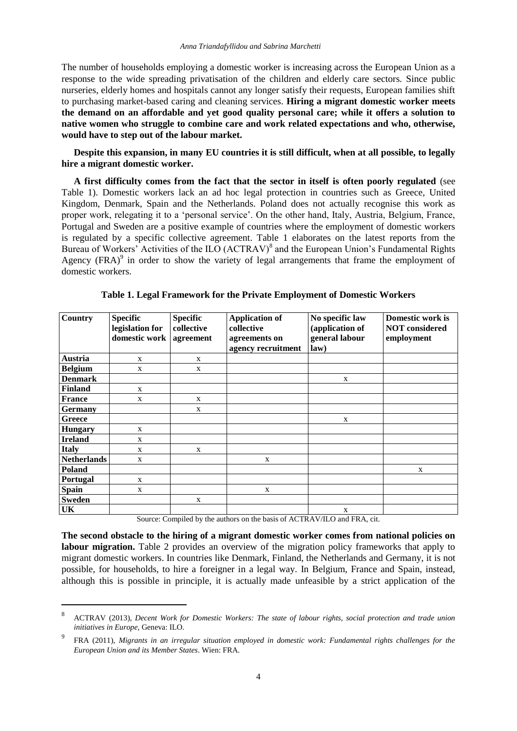The number of households employing a domestic worker is increasing across the European Union as a response to the wide spreading privatisation of the children and elderly care sectors. Since public nurseries, elderly homes and hospitals cannot any longer satisfy their requests, European families shift to purchasing market-based caring and cleaning services. **Hiring a migrant domestic worker meets the demand on an affordable and yet good quality personal care; while it offers a solution to native women who struggle to combine care and work related expectations and who, otherwise, would have to step out of the labour market.**

**Despite this expansion, in many EU countries it is still difficult, when at all possible, to legally hire a migrant domestic worker.**

**A first difficulty comes from the fact that the sector in itself is often poorly regulated** (see Table 1). Domestic workers lack an ad hoc legal protection in countries such as Greece, United Kingdom, Denmark, Spain and the Netherlands. Poland does not actually recognise this work as proper work, relegating it to a 'personal service'. On the other hand, Italy, Austria, Belgium, France, Portugal and Sweden are a positive example of countries where the employment of domestic workers is regulated by a specific collective agreement. Table 1 elaborates on the latest reports from the Bureau of Workers' Activities of the ILO (ACTRAV)[8] and the European Union's Fundamental Rights Agency (FRA)[9] in order to show the variety of legal arrangements that frame the employment of domestic workers.

**Table 1. Legal Framework for the Private Employment of Domestic Workers**

| Country | Specific legislation for domestic work | Specific collective agreement | Application of collective agreements on agency recruitment | No specific law (application of general labour law) | Domestic work is NOT considered employment |
|---|---|---|---|---|---|
| **Austria** | x | x | | | |
| **Belgium** | x | x | | | |
| **Denmark** | | | | x | |
| **Finland** | x | | | | |
| **France** | x | x | | | |
| **Germany** | | x | | | |
| **Greece** | | | | x | |
| **Hungary** | x | | | | |
| **Ireland** | x | | | | |
| **Italy** | x | x | | | |
| **Netherlands** | x | | x | | |
| **Poland** | | | | | x |
| **Portugal** | x | | | | |
| **Spain** | x | | x | | |
| **Sweden** | | x | | | |
| **UK** | | | | x | |

Source: Compiled by the authors on the basis of ACTRAV/ILO and FRA, cit.

**The second obstacle to the hiring of a migrant domestic worker comes from national policies on labour migration.** Table 2 provides an overview of the migration policy frameworks that apply to migrant domestic workers. In countries like Denmark, Finland, the Netherlands and Germany, it is not possible, for households, to hire a foreigner in a legal way. In Belgium, France and Spain, instead, although this is possible in principle, it is actually made unfeasible by a strict application of the

[8] ACTRAV (2013), *Decent Work for Domestic Workers: The state of labour rights, social protection and trade union initiatives in Europe*, Geneva: ILO.

[9] FRA (2011), *Migrants in an irregular situation employed in domestic work: Fundamental rights challenges for the European Union and its Member States*. Wien: FRA.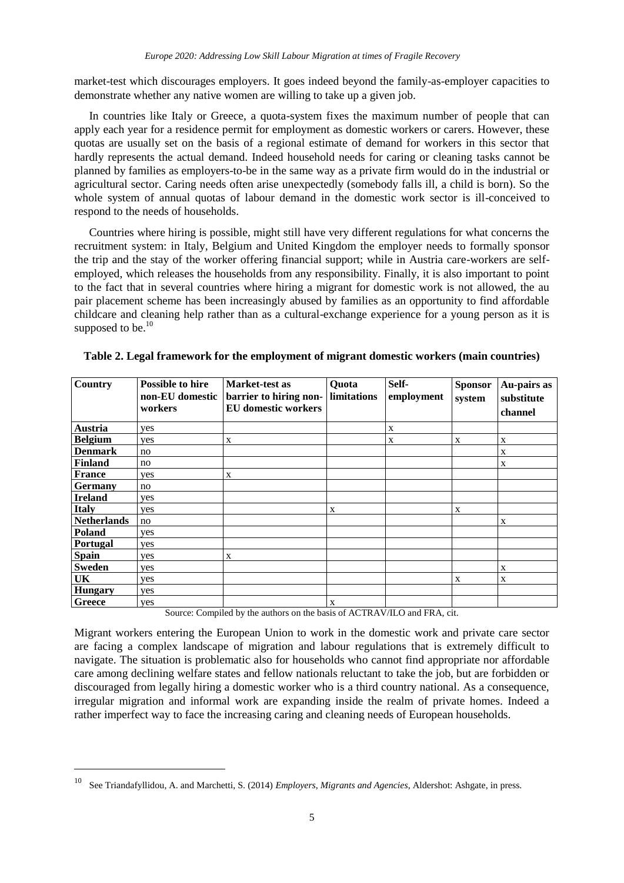market-test which discourages employers. It goes indeed beyond the family-as-employer capacities to demonstrate whether any native women are willing to take up a given job.

In countries like Italy or Greece, a quota-system fixes the maximum number of people that can apply each year for a residence permit for employment as domestic workers or carers. However, these quotas are usually set on the basis of a regional estimate of demand for workers in this sector that hardly represents the actual demand. Indeed household needs for caring or cleaning tasks cannot be planned by families as employers-to-be in the same way as a private firm would do in the industrial or agricultural sector. Caring needs often arise unexpectedly (somebody falls ill, a child is born). So the whole system of annual quotas of labour demand in the domestic work sector is ill-conceived to respond to the needs of households.

Countries where hiring is possible, might still have very different regulations for what concerns the recruitment system: in Italy, Belgium and United Kingdom the employer needs to formally sponsor the trip and the stay of the worker offering financial support; while in Austria care-workers are self-employed, which releases the households from any responsibility. Finally, it is also important to point to the fact that in several countries where hiring a migrant for domestic work is not allowed, the au pair placement scheme has been increasingly abused by families as an opportunity to find affordable childcare and cleaning help rather than as a cultural-exchange experience for a young person as it is supposed to be.[10]

**Table 2. Legal framework for the employment of migrant domestic workers (main countries)**

| Country | Possible to hire non-EU domestic workers | Market-test as barrier to hiring non-EU domestic workers | Quota limitations | Self-employment | Sponsor system | Au-pairs as substitute channel |
|---|---|---|---|---|---|---|
| **Austria** | yes | | | x | | |
| **Belgium** | yes | x | | x | x | x |
| **Denmark** | no | | | | | x |
| **Finland** | no | | | | | x |
| **France** | yes | x | | | | |
| **Germany** | no | | | | | |
| **Ireland** | yes | | | | | |
| **Italy** | yes | | x | | x | |
| **Netherlands** | no | | | | | x |
| **Poland** | yes | | | | | |
| **Portugal** | yes | | | | | |
| **Spain** | yes | x | | | | |
| **Sweden** | yes | | | | | x |
| **UK** | yes | | | | x | x |
| **Hungary** | yes | | | | | |
| **Greece** | yes | | x | | | |

Source: Compiled by the authors on the basis of ACTRAV/ILO and FRA, cit.

Migrant workers entering the European Union to work in the domestic work and private care sector are facing a complex landscape of migration and labour regulations that is extremely difficult to navigate. The situation is problematic also for households who cannot find appropriate nor affordable care among declining welfare states and fellow nationals reluctant to take the job, but are forbidden or discouraged from legally hiring a domestic worker who is a third country national. As a consequence, irregular migration and informal work are expanding inside the realm of private homes. Indeed a rather imperfect way to face the increasing caring and cleaning needs of European households.

[10] See Triandafyllidou, A. and Marchetti, S. (2014) *Employers, Migrants and Agencies*, Aldershot: Ashgate, in press.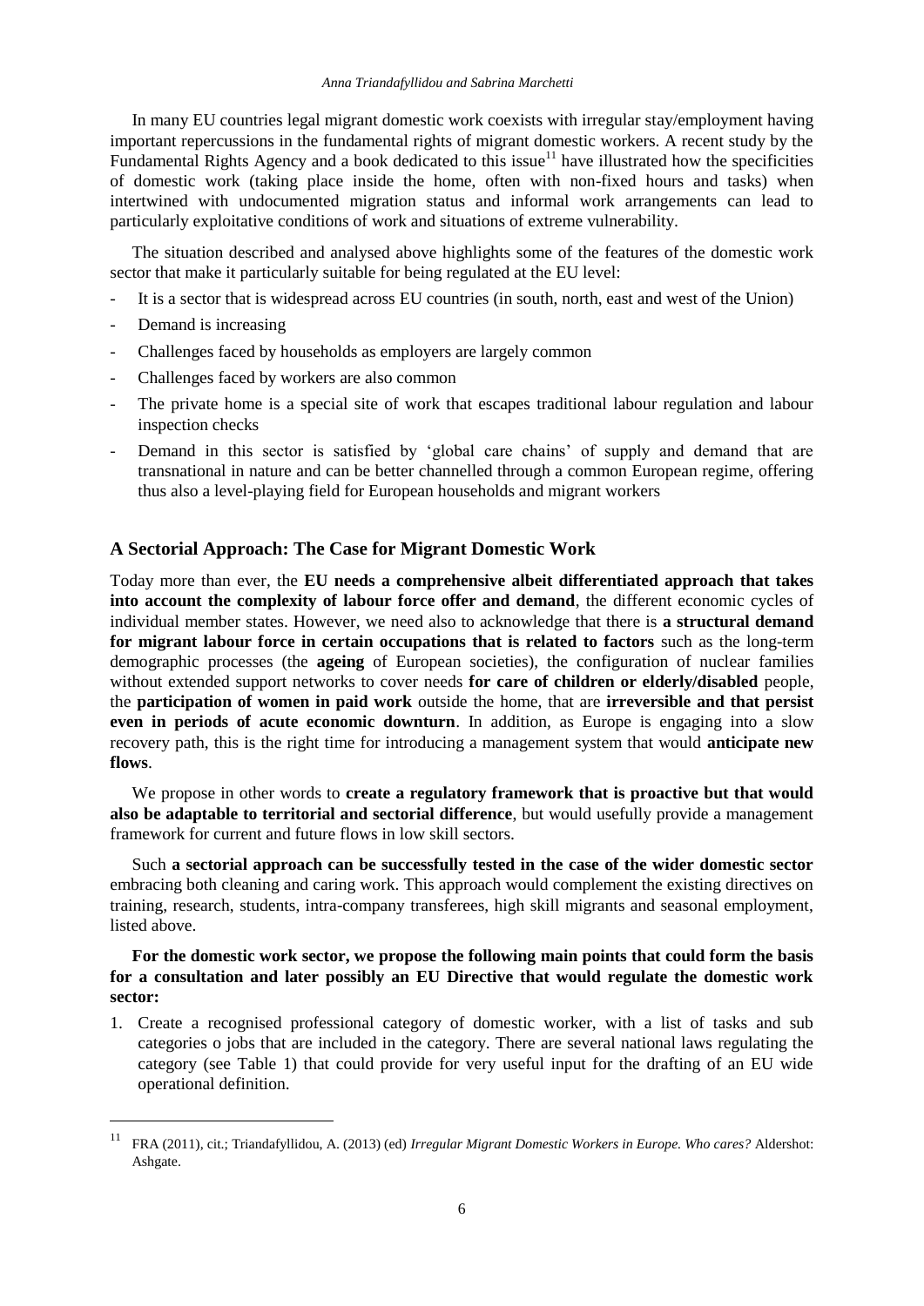In many EU countries legal migrant domestic work coexists with irregular stay/employment having important repercussions in the fundamental rights of migrant domestic workers. A recent study by the Fundamental Rights Agency and a book dedicated to this issue[11] have illustrated how the specificities of domestic work (taking place inside the home, often with non-fixed hours and tasks) when intertwined with undocumented migration status and informal work arrangements can lead to particularly exploitative conditions of work and situations of extreme vulnerability.

The situation described and analysed above highlights some of the features of the domestic work sector that make it particularly suitable for being regulated at the EU level:

- It is a sector that is widespread across EU countries (in south, north, east and west of the Union)
- Demand is increasing
- Challenges faced by households as employers are largely common
- Challenges faced by workers are also common
- The private home is a special site of work that escapes traditional labour regulation and labour inspection checks
- Demand in this sector is satisfied by 'global care chains' of supply and demand that are transnational in nature and can be better channelled through a common European regime, offering thus also a level-playing field for European households and migrant workers

## A Sectorial Approach: The Case for Migrant Domestic Work

Today more than ever, the **EU needs a comprehensive albeit differentiated approach that takes into account the complexity of labour force offer and demand**, the different economic cycles of individual member states. However, we need also to acknowledge that there is **a structural demand for migrant labour force in certain occupations that is related to factors** such as the long-term demographic processes (the **ageing** of European societies), the configuration of nuclear families without extended support networks to cover needs **for care of children or elderly/disabled** people, the **participation of women in paid work** outside the home, that are **irreversible and that persist even in periods of acute economic downturn**. In addition, as Europe is engaging into a slow recovery path, this is the right time for introducing a management system that would **anticipate new flows**.

We propose in other words to **create a regulatory framework that is proactive but that would also be adaptable to territorial and sectorial difference**, but would usefully provide a management framework for current and future flows in low skill sectors.

Such **a sectorial approach can be successfully tested in the case of the wider domestic sector** embracing both cleaning and caring work. This approach would complement the existing directives on training, research, students, intra-company transferees, high skill migrants and seasonal employment, listed above.

**For the domestic work sector, we propose the following main points that could form the basis for a consultation and later possibly an EU Directive that would regulate the domestic work sector:**

1. Create a recognised professional category of domestic worker, with a list of tasks and sub categories o jobs that are included in the category. There are several national laws regulating the category (see Table 1) that could provide for very useful input for the drafting of an EU wide operational definition.

---

[11] FRA (2011), cit.; Triandafyllidou, A. (2013) (ed) *Irregular Migrant Domestic Workers in Europe. Who cares?* Aldershot: Ashgate.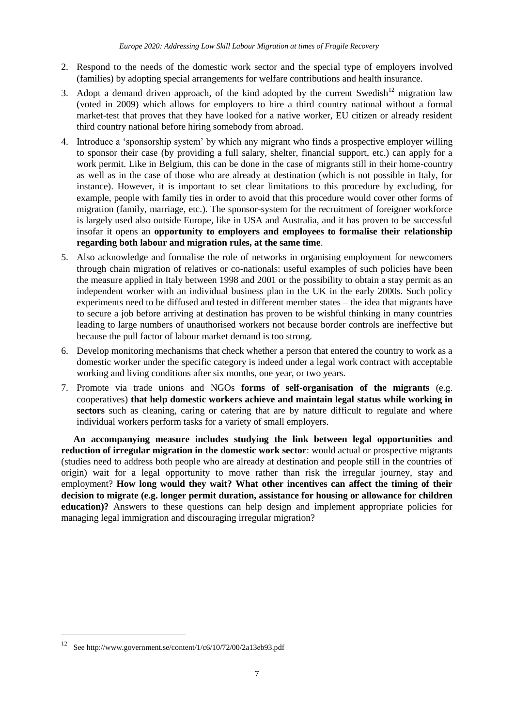2. Respond to the needs of the domestic work sector and the special type of employers involved (families) by adopting special arrangements for welfare contributions and health insurance.
3. Adopt a demand driven approach, of the kind adopted by the current Swedish[12] migration law (voted in 2009) which allows for employers to hire a third country national without a formal market-test that proves that they have looked for a native worker, EU citizen or already resident third country national before hiring somebody from abroad.
4. Introduce a 'sponsorship system' by which any migrant who finds a prospective employer willing to sponsor their case (by providing a full salary, shelter, financial support, etc.) can apply for a work permit. Like in Belgium, this can be done in the case of migrants still in their home-country as well as in the case of those who are already at destination (which is not possible in Italy, for instance). However, it is important to set clear limitations to this procedure by excluding, for example, people with family ties in order to avoid that this procedure would cover other forms of migration (family, marriage, etc.). The sponsor-system for the recruitment of foreigner workforce is largely used also outside Europe, like in USA and Australia, and it has proven to be successful insofar it opens an **opportunity to employers and employees to formalise their relationship regarding both labour and migration rules, at the same time**.
5. Also acknowledge and formalise the role of networks in organising employment for newcomers through chain migration of relatives or co-nationals: useful examples of such policies have been the measure applied in Italy between 1998 and 2001 or the possibility to obtain a stay permit as an independent worker with an individual business plan in the UK in the early 2000s. Such policy experiments need to be diffused and tested in different member states – the idea that migrants have to secure a job before arriving at destination has proven to be wishful thinking in many countries leading to large numbers of unauthorised workers not because border controls are ineffective but because the pull factor of labour market demand is too strong.
6. Develop monitoring mechanisms that check whether a person that entered the country to work as a domestic worker under the specific category is indeed under a legal work contract with acceptable working and living conditions after six months, one year, or two years.
7. Promote via trade unions and NGOs **forms of self-organisation of the migrants** (e.g. cooperatives) **that help domestic workers achieve and maintain legal status while working in sectors** such as cleaning, caring or catering that are by nature difficult to regulate and where individual workers perform tasks for a variety of small employers.

**An accompanying measure includes studying the link between legal opportunities and reduction of irregular migration in the domestic work sector**: would actual or prospective migrants (studies need to address both people who are already at destination and people still in the countries of origin) wait for a legal opportunity to move rather than risk the irregular journey, stay and employment? **How long would they wait? What other incentives can affect the timing of their decision to migrate (e.g. longer permit duration, assistance for housing or allowance for children education)?** Answers to these questions can help design and implement appropriate policies for managing legal immigration and discouraging irregular migration?

[12] See http://www.government.se/content/1/c6/10/72/00/2a13eb93.pdf